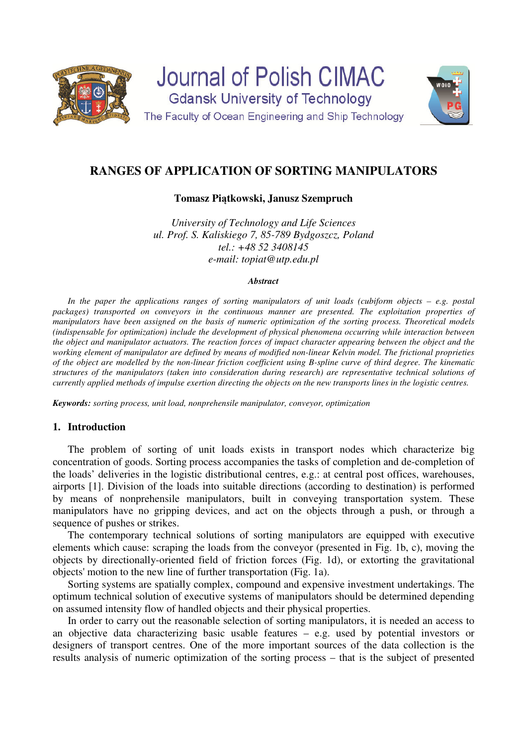# Journal of Polish CIMAC

Gdansk University of Technology

The Faculty of Ocean Engineering and Ship Technology

## RANGES OF APPLICATION OF SORTING MANIPULATORS

**Tomasz Piątkowski, Janusz Szempruch**

*University of Technology and Life Sciences*
*ul. Prof. S. Kaliskiego 7, 85-789 Bydgoszcz, Poland*
*tel.: +48 52 3408145*
*e-mail: topiat@utp.edu.pl*

***Abstract***

*In the paper the applications ranges of sorting manipulators of unit loads (cubiform objects – e.g. postal packages) transported on conveyors in the continuous manner are presented. The exploitation properties of manipulators have been assigned on the basis of numeric optimization of the sorting process. Theoretical models (indispensable for optimization) include the development of physical phenomena occurring while interaction between the object and manipulator actuators. The reaction forces of impact character appearing between the object and the working element of manipulator are defined by means of modified non-linear Kelvin model. The frictional proprieties of the object are modelled by the non-linear friction coefficient using B-spline curve of third degree. The kinematic structures of the manipulators (taken into consideration during research) are representative technical solutions of currently applied methods of impulse exertion directing the objects on the new transports lines in the logistic centres.*

***Keywords:*** *sorting process, unit load, nonprehensile manipulator, conveyor, optimization*

## 1. Introduction

The problem of sorting of unit loads exists in transport nodes which characterize big concentration of goods. Sorting process accompanies the tasks of completion and de-completion of the loads' deliveries in the logistic distributional centres, e.g.: at central post offices, warehouses, airports [1]. Division of the loads into suitable directions (according to destination) is performed by means of nonprehensile manipulators, built in conveying transportation system. These manipulators have no gripping devices, and act on the objects through a push, or through a sequence of pushes or strikes.

The contemporary technical solutions of sorting manipulators are equipped with executive elements which cause: scraping the loads from the conveyor (presented in Fig. 1b, c), moving the objects by directionally-oriented field of friction forces (Fig. 1d), or extorting the gravitational objects' motion to the new line of further transportation (Fig. 1a).

Sorting systems are spatially complex, compound and expensive investment undertakings. The optimum technical solution of executive systems of manipulators should be determined depending on assumed intensity flow of handled objects and their physical properties.

In order to carry out the reasonable selection of sorting manipulators, it is needed an access to an objective data characterizing basic usable features – e.g. used by potential investors or designers of transport centres. One of the more important sources of the data collection is the results analysis of numeric optimization of the sorting process – that is the subject of presented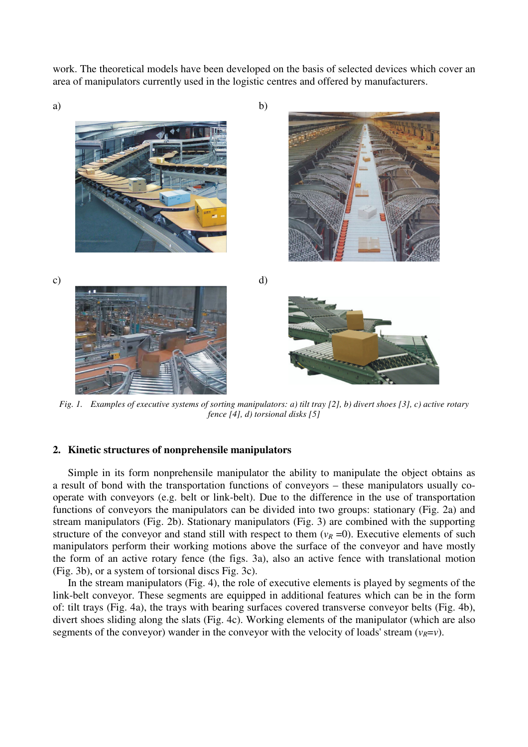work. The theoretical models have been developed on the basis of selected devices which cover an area of manipulators currently used in the logistic centres and offered by manufacturers.

*Fig. 1. Examples of executive systems of sorting manipulators: a) tilt tray [2], b) divert shoes [3], c) active rotary fence [4], d) torsional disks [5]*

## 2. Kinetic structures of nonprehensile manipulators

Simple in its form nonprehensile manipulator the ability to manipulate the object obtains as a result of bond with the transportation functions of conveyors – these manipulators usually co-operate with conveyors (e.g. belt or link-belt). Due to the difference in the use of transportation functions of conveyors the manipulators can be divided into two groups: stationary (Fig. 2a) and stream manipulators (Fig. 2b). Stationary manipulators (Fig. 3) are combined with the supporting structure of the conveyor and stand still with respect to them ($v_R = 0$). Executive elements of such manipulators perform their working motions above the surface of the conveyor and have mostly the form of an active rotary fence (the figs. 3a), also an active fence with translational motion (Fig. 3b), or a system of torsional discs Fig. 3c).

In the stream manipulators (Fig. 4), the role of executive elements is played by segments of the link-belt conveyor. These segments are equipped in additional features which can be in the form of: tilt trays (Fig. 4a), the trays with bearing surfaces covered transverse conveyor belts (Fig. 4b), divert shoes sliding along the slats (Fig. 4c). Working elements of the manipulator (which are also segments of the conveyor) wander in the conveyor with the velocity of loads' stream ($v_R = v$).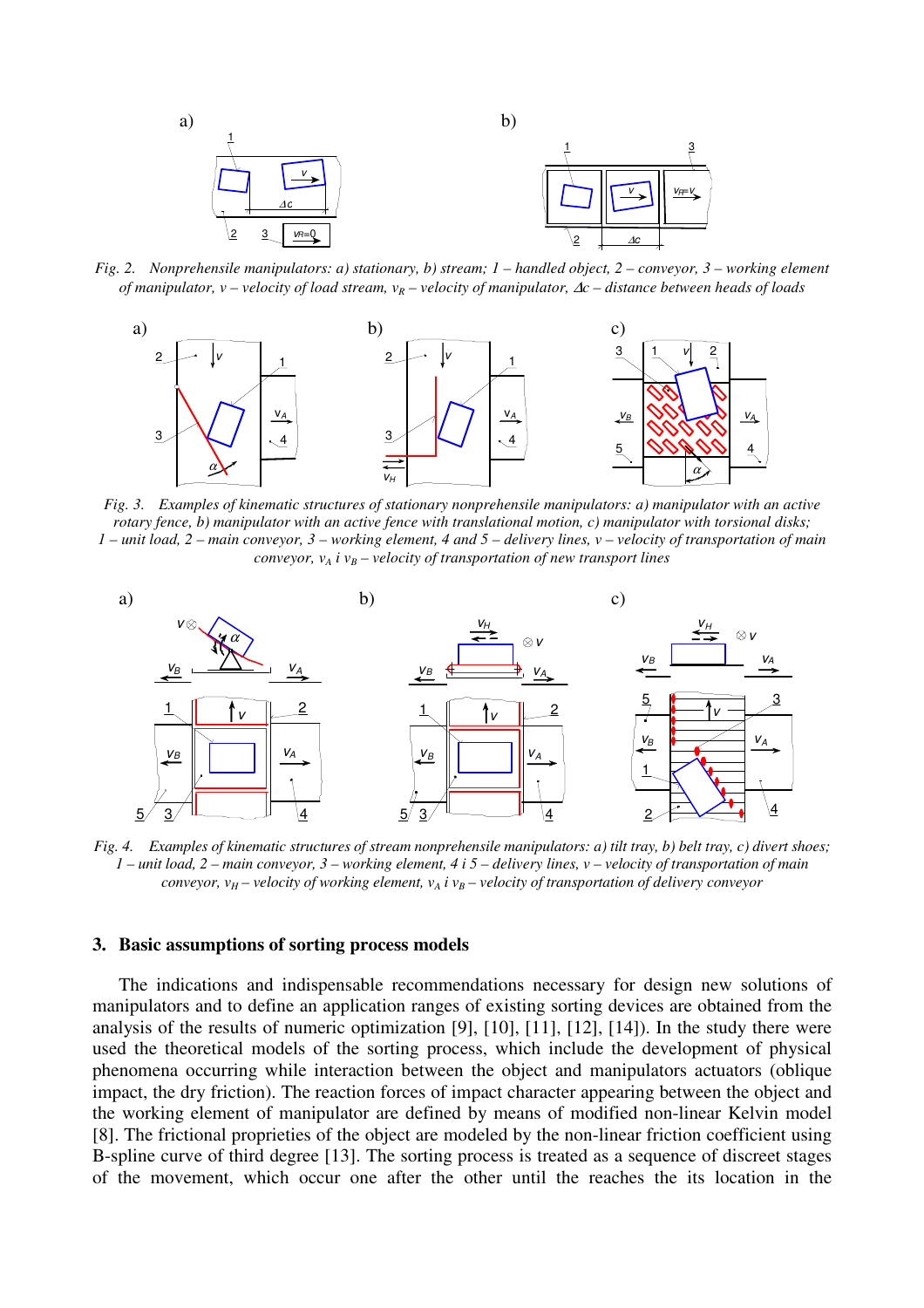*Fig. 2. Nonprehensile manipulators: a) stationary, b) stream; 1 – handled object, 2 – conveyor, 3 – working element of manipulator, v – velocity of load stream, $v_R$ – velocity of manipulator, $\Delta c$ – distance between heads of loads*

*Fig. 3. Examples of kinematic structures of stationary nonprehensile manipulators: a) manipulator with an active rotary fence, b) manipulator with an active fence with translational motion, c) manipulator with torsional disks; 1 – unit load, 2 – main conveyor, 3 – working element, 4 and 5 – delivery lines, v – velocity of transportation of main conveyor, $v_A$ i $v_B$ – velocity of transportation of new transport lines*

*Fig. 4. Examples of kinematic structures of stream nonprehensile manipulators: a) tilt tray, b) belt tray, c) divert shoes; 1 – unit load, 2 – main conveyor, 3 – working element, 4 i 5 – delivery lines, v – velocity of transportation of main conveyor, $v_H$ – velocity of working element, $v_A$ i $v_B$ – velocity of transportation of delivery conveyor*

## 3. Basic assumptions of sorting process models

The indications and indispensable recommendations necessary for design new solutions of manipulators and to define an application ranges of existing sorting devices are obtained from the analysis of the results of numeric optimization [9], [10], [11], [12], [14]). In the study there were used the theoretical models of the sorting process, which include the development of physical phenomena occurring while interaction between the object and manipulators actuators (oblique impact, the dry friction). The reaction forces of impact character appearing between the object and the working element of manipulator are defined by means of modified non-linear Kelvin model [8]. The frictional proprieties of the object are modeled by the non-linear friction coefficient using B-spline curve of third degree [13]. The sorting process is treated as a sequence of discreet stages of the movement, which occur one after the other until the reaches the its location in the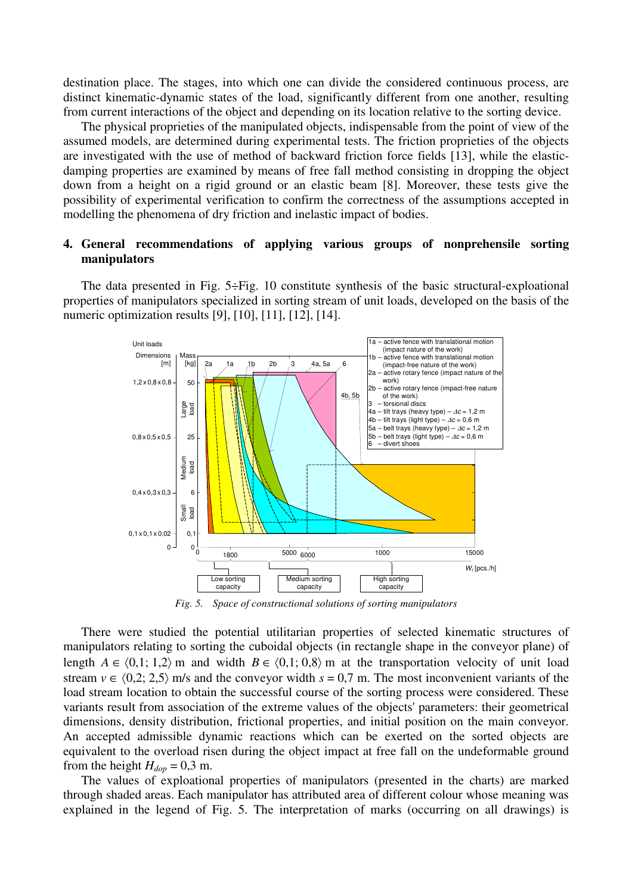destination place. The stages, into which one can divide the considered continuous process, are distinct kinematic-dynamic states of the load, significantly different from one another, resulting from current interactions of the object and depending on its location relative to the sorting device.

The physical proprieties of the manipulated objects, indispensable from the point of view of the assumed models, are determined during experimental tests. The friction proprieties of the objects are investigated with the use of method of backward friction force fields [13], while the elastic-damping properties are examined by means of free fall method consisting in dropping the object down from a height on a rigid ground or an elastic beam [8]. Moreover, these tests give the possibility of experimental verification to confirm the correctness of the assumptions accepted in modelling the phenomena of dry friction and inelastic impact of bodies.

## 4. General recommendations of applying various groups of nonprehensile sorting manipulators

The data presented in Fig. 5÷Fig. 10 constitute synthesis of the basic structural-exploational properties of manipulators specialized in sorting stream of unit loads, developed on the basis of the numeric optimization results [9], [10], [11], [12], [14].

*Fig. 5. Space of constructional solutions of sorting manipulators*

There were studied the potential utilitarian properties of selected kinematic structures of manipulators relating to sorting the cuboidal objects (in rectangle shape in the conveyor plane) of length $A \in \langle 0{,}1; 1{,}2\rangle$ m and width $B \in \langle 0{,}1; 0{,}8\rangle$ m at the transportation velocity of unit load stream $v \in \langle 0{,}2; 2{,}5\rangle$ m/s and the conveyor width $s = 0{,}7$ m. The most inconvenient variants of the load stream location to obtain the successful course of the sorting process were considered. These variants result from association of the extreme values of the objects' parameters: their geometrical dimensions, density distribution, frictional properties, and initial position on the main conveyor. An accepted admissible dynamic reactions which can be exerted on the sorted objects are equivalent to the overload risen during the object impact at free fall on the undeformable ground from the height $H_{dop} = 0{,}3$ m.

The values of exploational properties of manipulators (presented in the charts) are marked through shaded areas. Each manipulator has attributed area of different colour whose meaning was explained in the legend of Fig. 5. The interpretation of marks (occurring on all drawings) is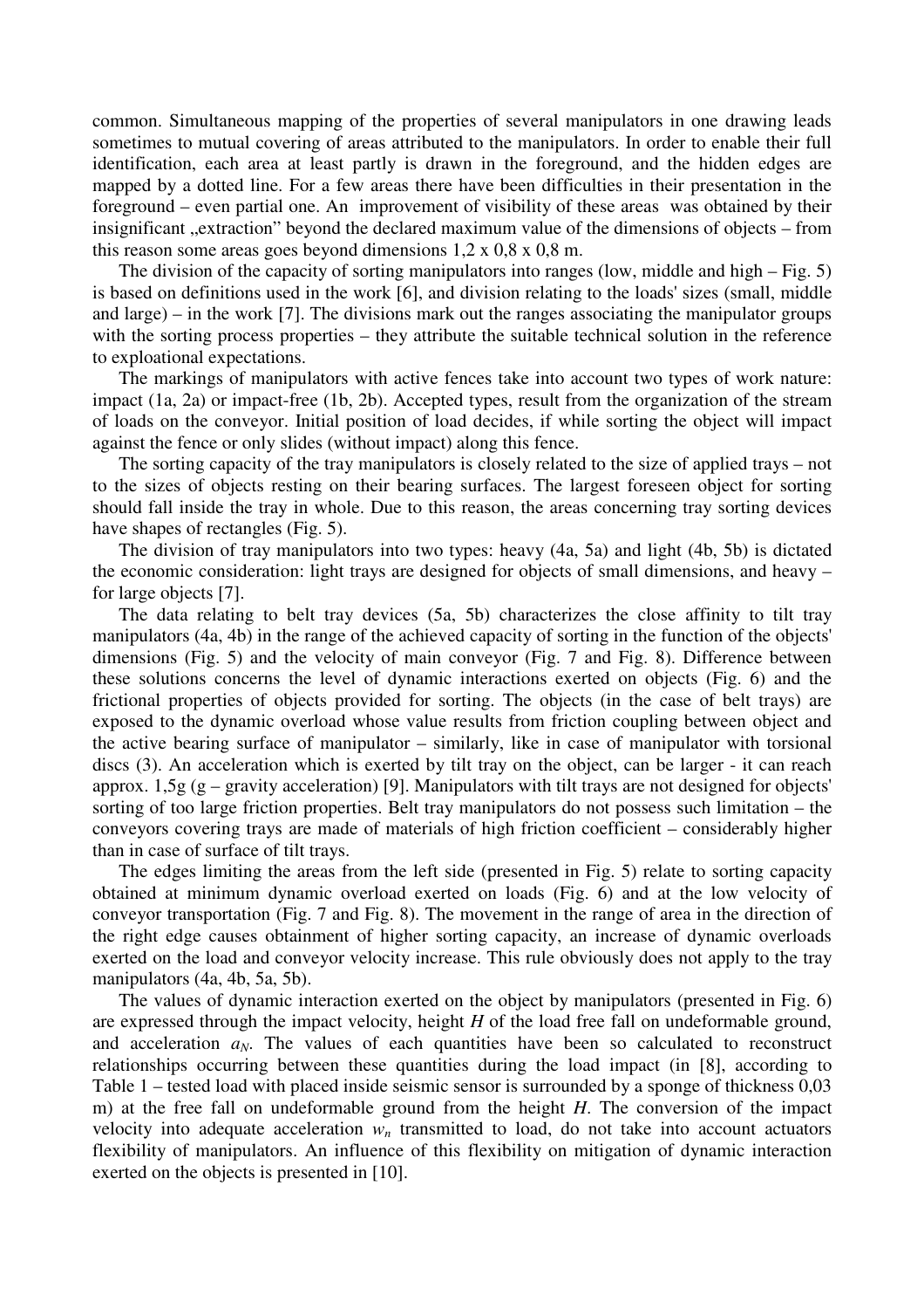common. Simultaneous mapping of the properties of several manipulators in one drawing leads sometimes to mutual covering of areas attributed to the manipulators. In order to enable their full identification, each area at least partly is drawn in the foreground, and the hidden edges are mapped by a dotted line. For a few areas there have been difficulties in their presentation in the foreground – even partial one. An improvement of visibility of these areas was obtained by their insignificant „extraction" beyond the declared maximum value of the dimensions of objects – from this reason some areas goes beyond dimensions 1,2 x 0,8 x 0,8 m.

The division of the capacity of sorting manipulators into ranges (low, middle and high – Fig. 5) is based on definitions used in the work [6], and division relating to the loads' sizes (small, middle and large) – in the work [7]. The divisions mark out the ranges associating the manipulator groups with the sorting process properties – they attribute the suitable technical solution in the reference to exploational expectations.

The markings of manipulators with active fences take into account two types of work nature: impact (1a, 2a) or impact-free (1b, 2b). Accepted types, result from the organization of the stream of loads on the conveyor. Initial position of load decides, if while sorting the object will impact against the fence or only slides (without impact) along this fence.

The sorting capacity of the tray manipulators is closely related to the size of applied trays – not to the sizes of objects resting on their bearing surfaces. The largest foreseen object for sorting should fall inside the tray in whole. Due to this reason, the areas concerning tray sorting devices have shapes of rectangles (Fig. 5).

The division of tray manipulators into two types: heavy (4a, 5a) and light (4b, 5b) is dictated the economic consideration: light trays are designed for objects of small dimensions, and heavy – for large objects [7].

The data relating to belt tray devices (5a, 5b) characterizes the close affinity to tilt tray manipulators (4a, 4b) in the range of the achieved capacity of sorting in the function of the objects' dimensions (Fig. 5) and the velocity of main conveyor (Fig. 7 and Fig. 8). Difference between these solutions concerns the level of dynamic interactions exerted on objects (Fig. 6) and the frictional properties of objects provided for sorting. The objects (in the case of belt trays) are exposed to the dynamic overload whose value results from friction coupling between object and the active bearing surface of manipulator – similarly, like in case of manipulator with torsional discs (3). An acceleration which is exerted by tilt tray on the object, can be larger - it can reach approx. 1,5g (g – gravity acceleration) [9]. Manipulators with tilt trays are not designed for objects' sorting of too large friction properties. Belt tray manipulators do not possess such limitation – the conveyors covering trays are made of materials of high friction coefficient – considerably higher than in case of surface of tilt trays.

The edges limiting the areas from the left side (presented in Fig. 5) relate to sorting capacity obtained at minimum dynamic overload exerted on loads (Fig. 6) and at the low velocity of conveyor transportation (Fig. 7 and Fig. 8). The movement in the range of area in the direction of the right edge causes obtainment of higher sorting capacity, an increase of dynamic overloads exerted on the load and conveyor velocity increase. This rule obviously does not apply to the tray manipulators (4a, 4b, 5a, 5b).

The values of dynamic interaction exerted on the object by manipulators (presented in Fig. 6) are expressed through the impact velocity, height $H$ of the load free fall on undeformable ground, and acceleration $a_N$. The values of each quantities have been so calculated to reconstruct relationships occurring between these quantities during the load impact (in [8], according to Table 1 – tested load with placed inside seismic sensor is surrounded by a sponge of thickness 0,03 m) at the free fall on undeformable ground from the height $H$. The conversion of the impact velocity into adequate acceleration $w_n$ transmitted to load, do not take into account actuators flexibility of manipulators. An influence of this flexibility on mitigation of dynamic interaction exerted on the objects is presented in [10].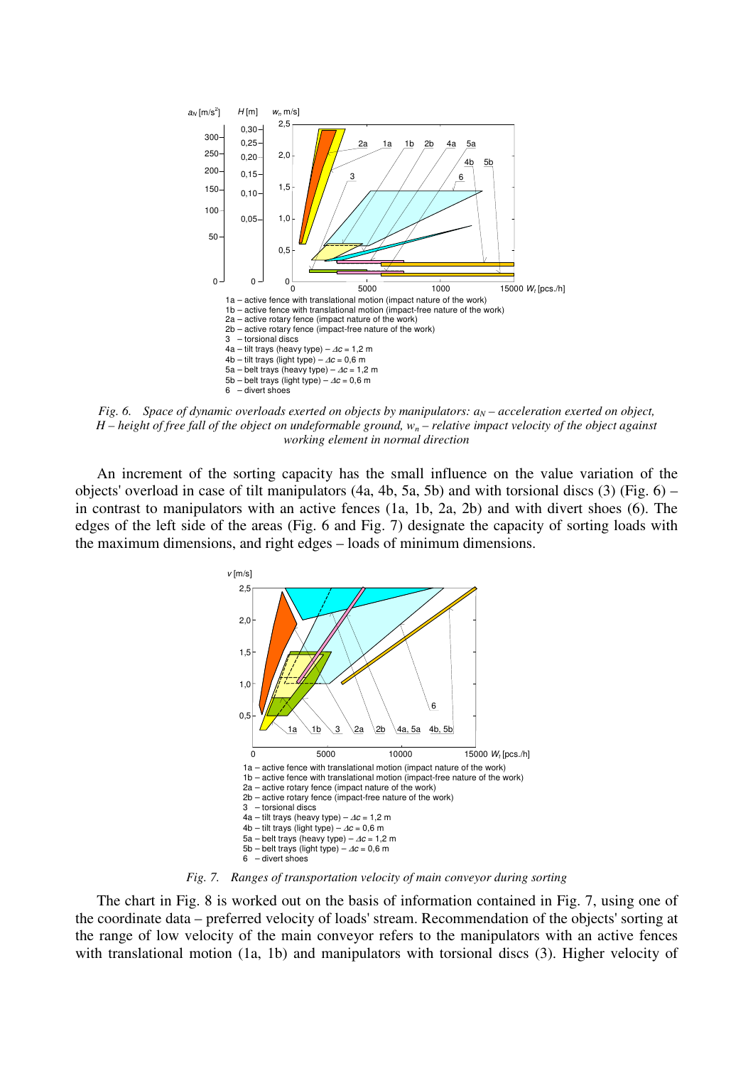1a – active fence with translational motion (impact nature of the work)
1b – active fence with translational motion (impact-free nature of the work)
2a – active rotary fence (impact nature of the work)
2b – active rotary fence (impact-free nature of the work)
3 – torsional discs
4a – tilt trays (heavy type) – $\Delta c$ = 1,2 m
4b – tilt trays (light type) – $\Delta c$ = 0,6 m
5a – belt trays (heavy type) – $\Delta c$ = 1,2 m
5b – belt trays (light type) – $\Delta c$ = 0,6 m
6 – divert shoes

*Fig. 6. Space of dynamic overloads exerted on objects by manipulators: $a_N$ – acceleration exerted on object, $H$ – height of free fall of the object on undeformable ground, $w_n$ – relative impact velocity of the object against working element in normal direction*

An increment of the sorting capacity has the small influence on the value variation of the objects' overload in case of tilt manipulators (4a, 4b, 5a, 5b) and with torsional discs (3) (Fig. 6) – in contrast to manipulators with an active fences (1a, 1b, 2a, 2b) and with divert shoes (6). The edges of the left side of the areas (Fig. 6 and Fig. 7) designate the capacity of sorting loads with the maximum dimensions, and right edges – loads of minimum dimensions.

1a – active fence with translational motion (impact nature of the work)
1b – active fence with translational motion (impact-free nature of the work)
2a – active rotary fence (impact nature of the work)
2b – active rotary fence (impact-free nature of the work)
3 – torsional discs
4a – tilt trays (heavy type) – $\Delta c$ = 1,2 m
4b – tilt trays (light type) – $\Delta c$ = 0,6 m
5a – belt trays (heavy type) – $\Delta c$ = 1,2 m
5b – belt trays (light type) – $\Delta c$ = 0,6 m
6 – divert shoes

*Fig. 7. Ranges of transportation velocity of main conveyor during sorting*

The chart in Fig. 8 is worked out on the basis of information contained in Fig. 7, using one of the coordinate data – preferred velocity of loads' stream. Recommendation of the objects' sorting at the range of low velocity of the main conveyor refers to the manipulators with an active fences with translational motion (1a, 1b) and manipulators with torsional discs (3). Higher velocity of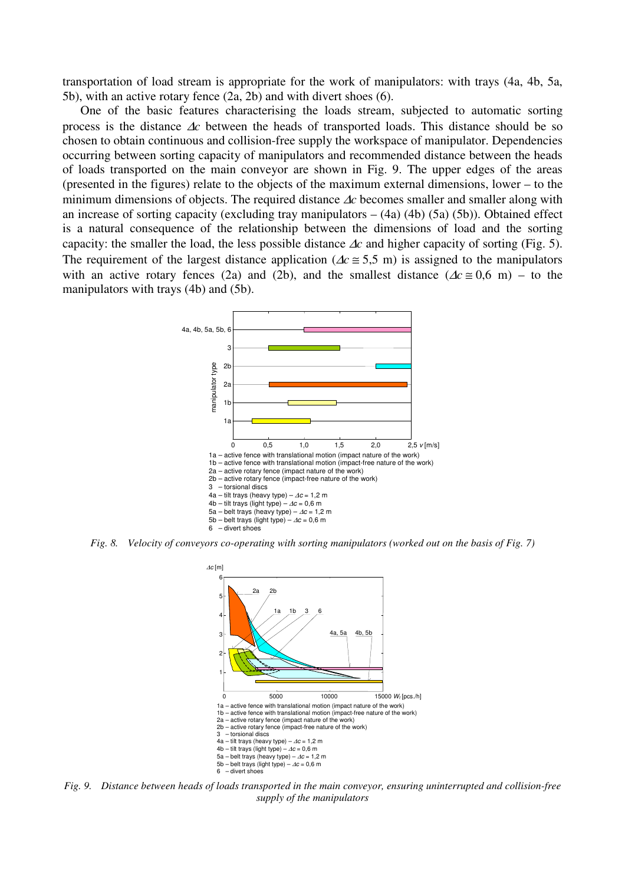transportation of load stream is appropriate for the work of manipulators: with trays (4a, 4b, 5a, 5b), with an active rotary fence (2a, 2b) and with divert shoes (6).

One of the basic features characterising the loads stream, subjected to automatic sorting process is the distance $\Delta c$ between the heads of transported loads. This distance should be so chosen to obtain continuous and collision-free supply the workspace of manipulator. Dependencies occurring between sorting capacity of manipulators and recommended distance between the heads of loads transported on the main conveyor are shown in Fig. 9. The upper edges of the areas (presented in the figures) relate to the objects of the maximum external dimensions, lower – to the minimum dimensions of objects. The required distance $\Delta c$ becomes smaller and smaller along with an increase of sorting capacity (excluding tray manipulators – (4a) (4b) (5a) (5b)). Obtained effect is a natural consequence of the relationship between the dimensions of load and the sorting capacity: the smaller the load, the less possible distance $\Delta c$ and higher capacity of sorting (Fig. 5). The requirement of the largest distance application ($\Delta c \cong 5,5$ m) is assigned to the manipulators with an active rotary fences (2a) and (2b), and the smallest distance ($\Delta c \cong 0,6$ m) – to the manipulators with trays (4b) and (5b).

1a – active fence with translational motion (impact nature of the work)
1b – active fence with translational motion (impact-free nature of the work)
2a – active rotary fence (impact nature of the work)
2b – active rotary fence (impact-free nature of the work)
3 – torsional discs
4a – tilt trays (heavy type) – $\Delta c$ = 1,2 m
4b – tilt trays (light type) – $\Delta c$ = 0,6 m
5a – belt trays (heavy type) – $\Delta c$ = 1,2 m
5b – belt trays (light type) – $\Delta c$ = 0,6 m
6 – divert shoes

*Fig. 8. Velocity of conveyors co-operating with sorting manipulators (worked out on the basis of Fig. 7)*

1a – active fence with translational motion (impact nature of the work)
1b – active fence with translational motion (impact-free nature of the work)
2a – active rotary fence (impact nature of the work)
2b – active rotary fence (impact-free nature of the work)
3 – torsional discs
4a – tilt trays (heavy type) – $\Delta c$ = 1,2 m
4b – tilt trays (light type) – $\Delta c$ = 0,6 m
5a – belt trays (heavy type) – $\Delta c$ = 1,2 m
5b – belt trays (light type) – $\Delta c$ = 0,6 m
6 – divert shoes

*Fig. 9. Distance between heads of loads transported in the main conveyor, ensuring uninterrupted and collision-free supply of the manipulators*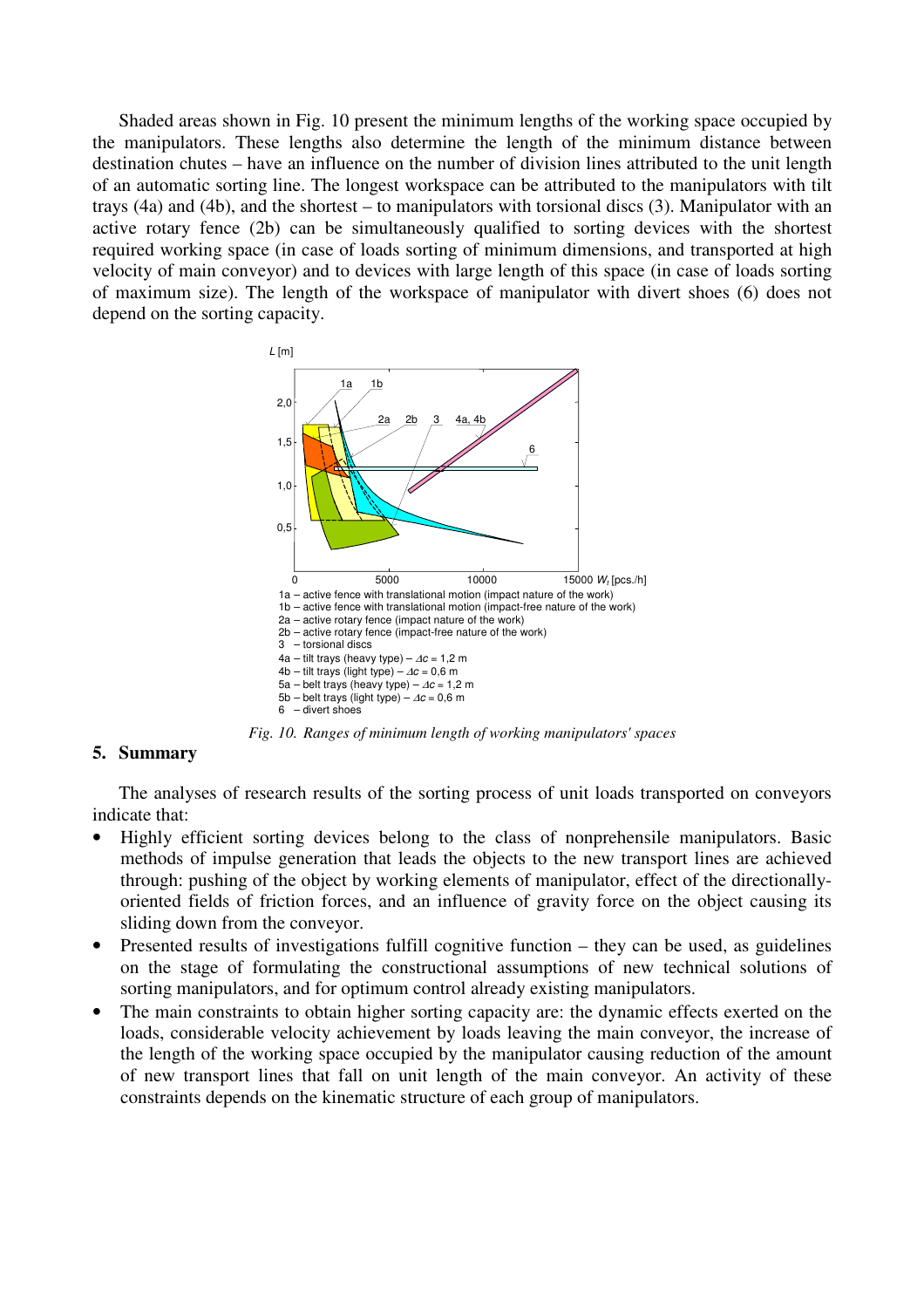Shaded areas shown in Fig. 10 present the minimum lengths of the working space occupied by the manipulators. These lengths also determine the length of the minimum distance between destination chutes – have an influence on the number of division lines attributed to the unit length of an automatic sorting line. The longest workspace can be attributed to the manipulators with tilt trays (4a) and (4b), and the shortest – to manipulators with torsional discs (3). Manipulator with an active rotary fence (2b) can be simultaneously qualified to sorting devices with the shortest required working space (in case of loads sorting of minimum dimensions, and transported at high velocity of main conveyor) and to devices with large length of this space (in case of loads sorting of maximum size). The length of the workspace of manipulator with divert shoes (6) does not depend on the sorting capacity.

1a – active fence with translational motion (impact nature of the work)
1b – active fence with translational motion (impact-free nature of the work)
2a – active rotary fence (impact nature of the work)
2b – active rotary fence (impact-free nature of the work)
3 – torsional discs
4a – tilt trays (heavy type) – $\Delta c$ = 1,2 m
4b – tilt trays (light type) – $\Delta c$ = 0,6 m
5a – belt trays (heavy type) – $\Delta c$ = 1,2 m
5b – belt trays (light type) – $\Delta c$ = 0,6 m
6 – divert shoes

*Fig. 10. Ranges of minimum length of working manipulators' spaces*

## 5. Summary

The analyses of research results of the sorting process of unit loads transported on conveyors indicate that:

- Highly efficient sorting devices belong to the class of nonprehensile manipulators. Basic methods of impulse generation that leads the objects to the new transport lines are achieved through: pushing of the object by working elements of manipulator, effect of the directionally-oriented fields of friction forces, and an influence of gravity force on the object causing its sliding down from the conveyor.
- Presented results of investigations fulfill cognitive function – they can be used, as guidelines on the stage of formulating the constructional assumptions of new technical solutions of sorting manipulators, and for optimum control already existing manipulators.
- The main constraints to obtain higher sorting capacity are: the dynamic effects exerted on the loads, considerable velocity achievement by loads leaving the main conveyor, the increase of the length of the working space occupied by the manipulator causing reduction of the amount of new transport lines that fall on unit length of the main conveyor. An activity of these constraints depends on the kinematic structure of each group of manipulators.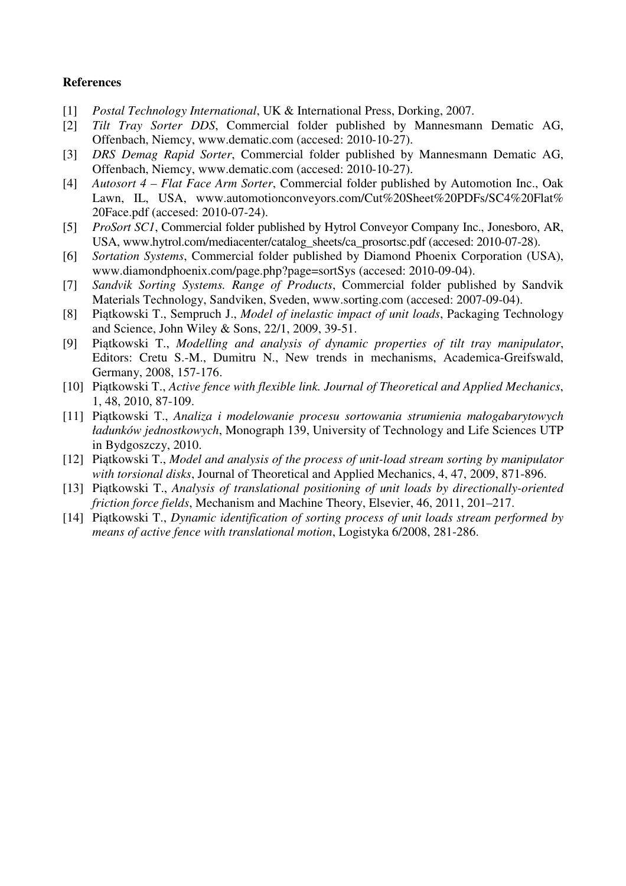**References**

[1] *Postal Technology International*, UK & International Press, Dorking, 2007.

[2] *Tilt Tray Sorter DDS*, Commercial folder published by Mannesmann Dematic AG, Offenbach, Niemcy, www.dematic.com (accesed: 2010-10-27).

[3] *DRS Demag Rapid Sorter*, Commercial folder published by Mannesmann Dematic AG, Offenbach, Niemcy, www.dematic.com (accesed: 2010-10-27).

[4] *Autosort 4 – Flat Face Arm Sorter*, Commercial folder published by Automotion Inc., Oak Lawn, IL, USA, www.automotionconveyors.com/Cut%20Sheet%20PDFs/SC4%20Flat%20Face.pdf (accesed: 2010-07-24).

[5] *ProSort SC1*, Commercial folder published by Hytrol Conveyor Company Inc., Jonesboro, AR, USA, www.hytrol.com/mediacenter/catalog_sheets/ca_prosortsc.pdf (accesed: 2010-07-28).

[6] *Sortation Systems*, Commercial folder published by Diamond Phoenix Corporation (USA), www.diamondphoenix.com/page.php?page=sortSys (accesed: 2010-09-04).

[7] *Sandvik Sorting Systems. Range of Products*, Commercial folder published by Sandvik Materials Technology, Sandviken, Sveden, www.sorting.com (accesed: 2007-09-04).

[8] Piątkowski T., Sempruch J., *Model of inelastic impact of unit loads*, Packaging Technology and Science, John Wiley & Sons, 22/1, 2009, 39-51.

[9] Piątkowski T., *Modelling and analysis of dynamic properties of tilt tray manipulator*, Editors: Cretu S.-M., Dumitru N., New trends in mechanisms, Academica-Greifswald, Germany, 2008, 157-176.

[10] Piątkowski T., *Active fence with flexible link. Journal of Theoretical and Applied Mechanics*, 1, 48, 2010, 87-109.

[11] Piątkowski T., *Analiza i modelowanie procesu sortowania strumienia małogabarytowych ładunków jednostkowych*, Monograph 139, University of Technology and Life Sciences UTP in Bydgoszczy, 2010.

[12] Piątkowski T., *Model and analysis of the process of unit-load stream sorting by manipulator with torsional disks*, Journal of Theoretical and Applied Mechanics, 4, 47, 2009, 871-896.

[13] Piątkowski T., *Analysis of translational positioning of unit loads by directionally-oriented friction force fields*, Mechanism and Machine Theory, Elsevier, 46, 2011, 201–217.

[14] Piątkowski T., *Dynamic identification of sorting process of unit loads stream performed by means of active fence with translational motion*, Logistyka 6/2008, 281-286.